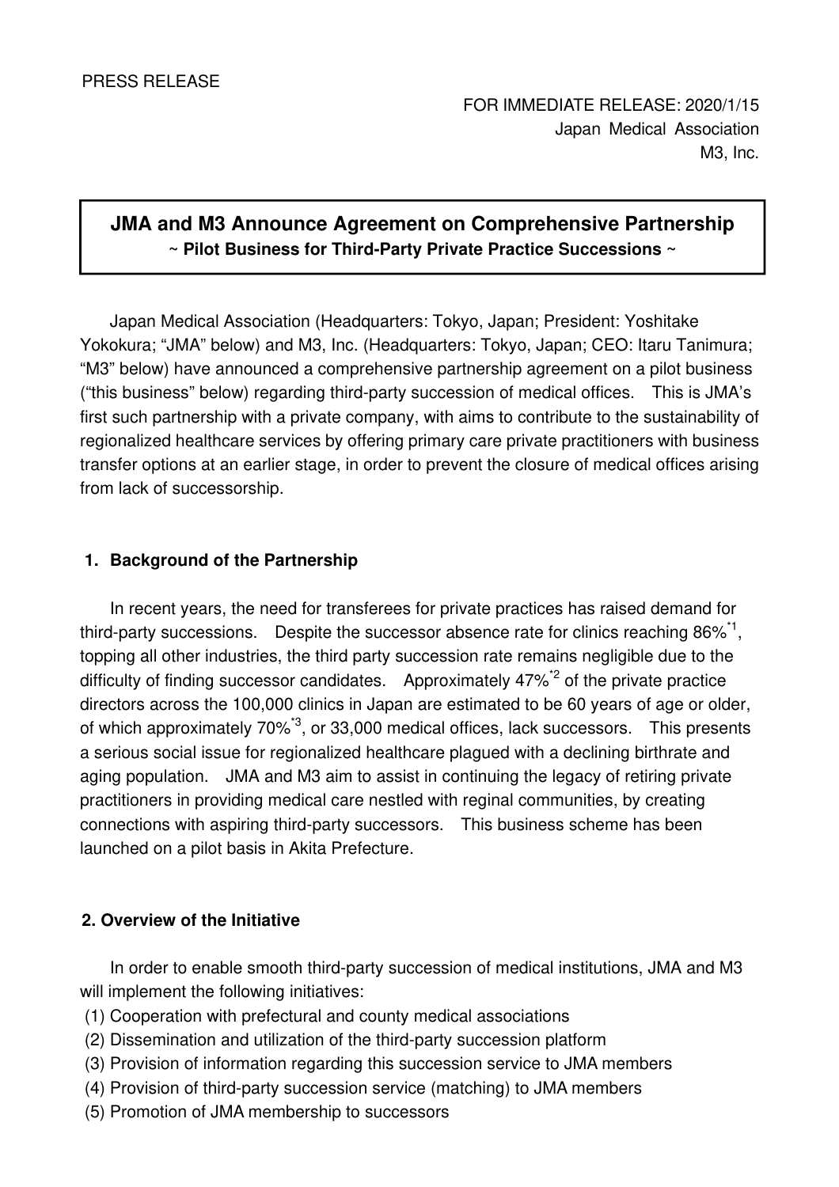PRESS RELEASE

FOR IMMEDIATE RELEASE: 2020/1/15
Japan Medical Association
M3, Inc.

# JMA and M3 Announce Agreement on Comprehensive Partnership

**~ Pilot Business for Third-Party Private Practice Successions ~**

Japan Medical Association (Headquarters: Tokyo, Japan; President: Yoshitake Yokokura; "JMA" below) and M3, Inc. (Headquarters: Tokyo, Japan; CEO: Itaru Tanimura; "M3" below) have announced a comprehensive partnership agreement on a pilot business ("this business" below) regarding third-party succession of medical offices. This is JMA's first such partnership with a private company, with aims to contribute to the sustainability of regionalized healthcare services by offering primary care private practitioners with business transfer options at an earlier stage, in order to prevent the closure of medical offices arising from lack of successorship.

## 1. Background of the Partnership

In recent years, the need for transferees for private practices has raised demand for third-party successions. Despite the successor absence rate for clinics reaching 86%[*1], topping all other industries, the third party succession rate remains negligible due to the difficulty of finding successor candidates. Approximately 47%[*2] of the private practice directors across the 100,000 clinics in Japan are estimated to be 60 years of age or older, of which approximately 70%[*3], or 33,000 medical offices, lack successors. This presents a serious social issue for regionalized healthcare plagued with a declining birthrate and aging population. JMA and M3 aim to assist in continuing the legacy of retiring private practitioners in providing medical care nestled with reginal communities, by creating connections with aspiring third-party successors. This business scheme has been launched on a pilot basis in Akita Prefecture.

## 2. Overview of the Initiative

In order to enable smooth third-party succession of medical institutions, JMA and M3 will implement the following initiatives:

(1) Cooperation with prefectural and county medical associations
(2) Dissemination and utilization of the third-party succession platform
(3) Provision of information regarding this succession service to JMA members
(4) Provision of third-party succession service (matching) to JMA members
(5) Promotion of JMA membership to successors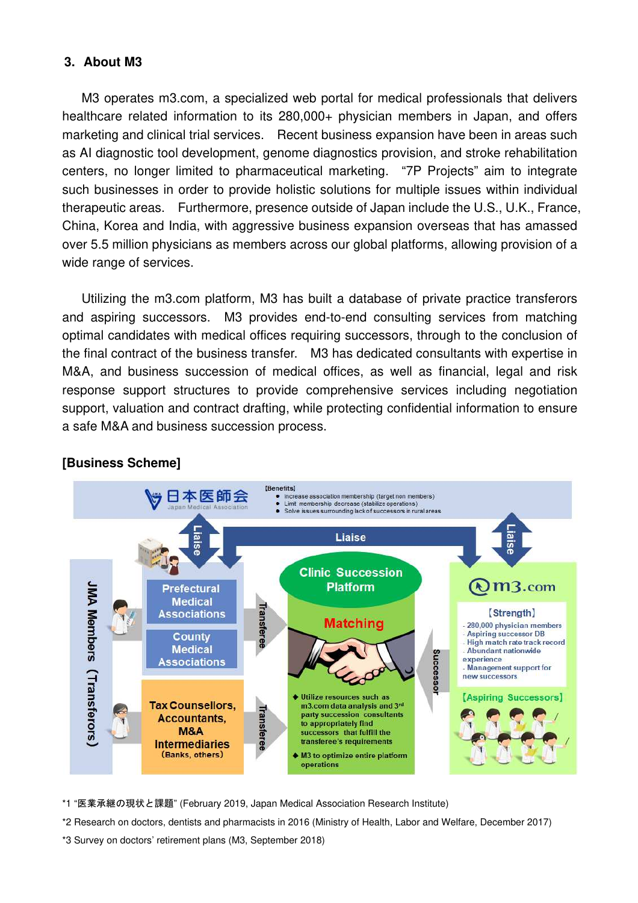## 3. About M3

M3 operates m3.com, a specialized web portal for medical professionals that delivers healthcare related information to its 280,000+ physician members in Japan, and offers marketing and clinical trial services. Recent business expansion have been in areas such as AI diagnostic tool development, genome diagnostics provision, and stroke rehabilitation centers, no longer limited to pharmaceutical marketing. "7P Projects" aim to integrate such businesses in order to provide holistic solutions for multiple issues within individual therapeutic areas. Furthermore, presence outside of Japan include the U.S., U.K., France, China, Korea and India, with aggressive business expansion overseas that has amassed over 5.5 million physicians as members across our global platforms, allowing provision of a wide range of services.

Utilizing the m3.com platform, M3 has built a database of private practice transferors and aspiring successors. M3 provides end-to-end consulting services from matching optimal candidates with medical offices requiring successors, through to the conclusion of the final contract of the business transfer. M3 has dedicated consultants with expertise in M&A, and business succession of medical offices, as well as financial, legal and risk response support structures to provide comprehensive services including negotiation support, valuation and contract drafting, while protecting confidential information to ensure a safe M&A and business succession process.

**[Business Scheme]**

日本医師会
Japan Medical Association

[Benefits]
- Increase association membership (target non members)
- Limit membership decrease (stabilize operations)
- Solve issues surrounding lack of successors in rural areas

Liaise

Liaise

Liaise

JMA Members (Transferors)

Prefectural Medical Associations

County Medical Associations

Tax Counsellors, Accountants, M&A Intermediaries
(Banks, others)

Transferee

Transferee

Clinic Succession Platform

Matching

- Utilize resources such as m3.com data analysis and 3rd party succession consultants to appropriately find successors that fulfill the transferee's requirements
- M3 to optimize entire platform operations

Successor

m3.com

【Strength】
- 280,000 physician members
- Aspiring successor DB
- High match rate track record
- Abundant nationwide experience
- Management support for new successors

【Aspiring Successors】

*1 "医業承継の現状と課題" (February 2019, Japan Medical Association Research Institute)

*2 Research on doctors, dentists and pharmacists in 2016 (Ministry of Health, Labor and Welfare, December 2017)

*3 Survey on doctors' retirement plans (M3, September 2018)